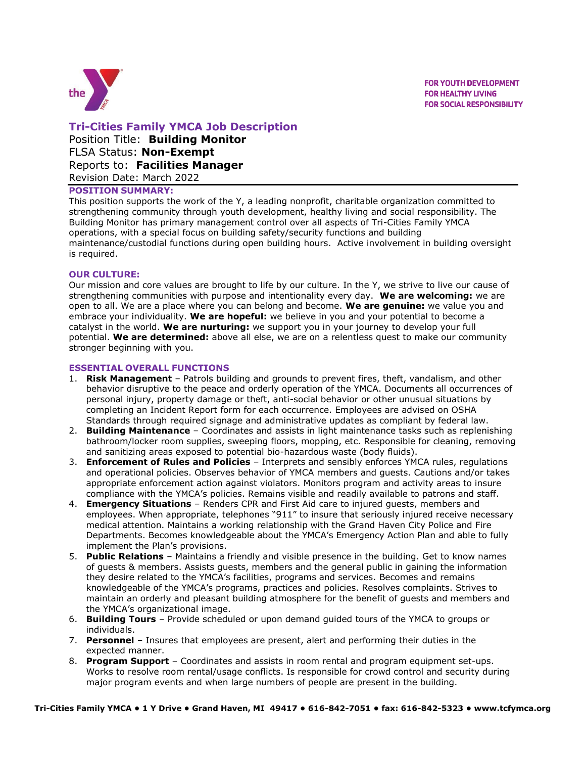FOR YOUTH DEVELOPMENT
FOR HEALTHY LIVING
FOR SOCIAL RESPONSIBILITY

## Tri-Cities Family YMCA Job Description

Position Title: **Building Monitor**
FLSA Status: **Non-Exempt**
Reports to: **Facilities Manager**
Revision Date: March 2022

### POSITION SUMMARY:

This position supports the work of the Y, a leading nonprofit, charitable organization committed to strengthening community through youth development, healthy living and social responsibility. The Building Monitor has primary management control over all aspects of Tri-Cities Family YMCA operations, with a special focus on building safety/security functions and building maintenance/custodial functions during open building hours. Active involvement in building oversight is required.

### OUR CULTURE:

Our mission and core values are brought to life by our culture. In the Y, we strive to live our cause of strengthening communities with purpose and intentionality every day. **We are welcoming:** we are open to all. We are a place where you can belong and become. **We are genuine:** we value you and embrace your individuality. **We are hopeful:** we believe in you and your potential to become a catalyst in the world. **We are nurturing:** we support you in your journey to develop your full potential. **We are determined:** above all else, we are on a relentless quest to make our community stronger beginning with you.

### ESSENTIAL OVERALL FUNCTIONS

1. **Risk Management** – Patrols building and grounds to prevent fires, theft, vandalism, and other behavior disruptive to the peace and orderly operation of the YMCA. Documents all occurrences of personal injury, property damage or theft, anti-social behavior or other unusual situations by completing an Incident Report form for each occurrence. Employees are advised on OSHA Standards through required signage and administrative updates as compliant by federal law.
2. **Building Maintenance** – Coordinates and assists in light maintenance tasks such as replenishing bathroom/locker room supplies, sweeping floors, mopping, etc. Responsible for cleaning, removing and sanitizing areas exposed to potential bio-hazardous waste (body fluids).
3. **Enforcement of Rules and Policies** – Interprets and sensibly enforces YMCA rules, regulations and operational policies. Observes behavior of YMCA members and guests. Cautions and/or takes appropriate enforcement action against violators. Monitors program and activity areas to insure compliance with the YMCA's policies. Remains visible and readily available to patrons and staff.
4. **Emergency Situations** – Renders CPR and First Aid care to injured guests, members and employees. When appropriate, telephones "911" to insure that seriously injured receive necessary medical attention. Maintains a working relationship with the Grand Haven City Police and Fire Departments. Becomes knowledgeable about the YMCA's Emergency Action Plan and able to fully implement the Plan's provisions.
5. **Public Relations** – Maintains a friendly and visible presence in the building. Get to know names of guests & members. Assists guests, members and the general public in gaining the information they desire related to the YMCA's facilities, programs and services. Becomes and remains knowledgeable of the YMCA's programs, practices and policies. Resolves complaints. Strives to maintain an orderly and pleasant building atmosphere for the benefit of guests and members and the YMCA's organizational image.
6. **Building Tours** – Provide scheduled or upon demand guided tours of the YMCA to groups or individuals.
7. **Personnel** – Insures that employees are present, alert and performing their duties in the expected manner.
8. **Program Support** – Coordinates and assists in room rental and program equipment set-ups. Works to resolve room rental/usage conflicts. Is responsible for crowd control and security during major program events and when large numbers of people are present in the building.

Tri-Cities Family YMCA • 1 Y Drive • Grand Haven, MI 49417 • 616-842-7051 • fax: 616-842-5323 • www.tcfymca.org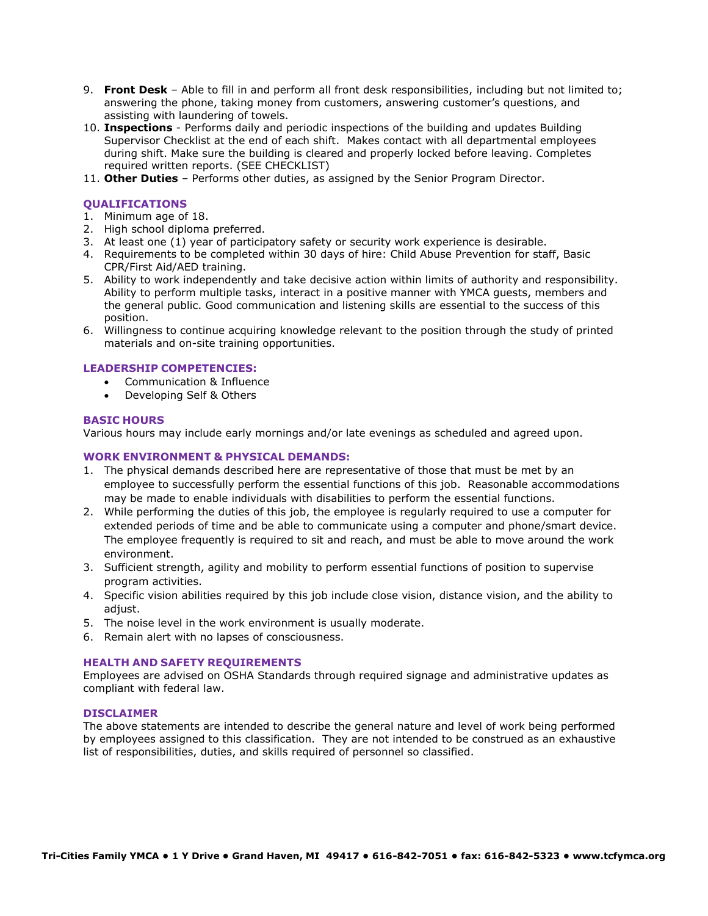9. **Front Desk** – Able to fill in and perform all front desk responsibilities, including but not limited to; answering the phone, taking money from customers, answering customer's questions, and assisting with laundering of towels.
10. **Inspections** - Performs daily and periodic inspections of the building and updates Building Supervisor Checklist at the end of each shift. Makes contact with all departmental employees during shift. Make sure the building is cleared and properly locked before leaving. Completes required written reports. (SEE CHECKLIST)
11. **Other Duties** – Performs other duties, as assigned by the Senior Program Director.

### QUALIFICATIONS

1. Minimum age of 18.
2. High school diploma preferred.
3. At least one (1) year of participatory safety or security work experience is desirable.
4. Requirements to be completed within 30 days of hire: Child Abuse Prevention for staff, Basic CPR/First Aid/AED training.
5. Ability to work independently and take decisive action within limits of authority and responsibility. Ability to perform multiple tasks, interact in a positive manner with YMCA guests, members and the general public. Good communication and listening skills are essential to the success of this position.
6. Willingness to continue acquiring knowledge relevant to the position through the study of printed materials and on-site training opportunities.

### LEADERSHIP COMPETENCIES:

- Communication & Influence
- Developing Self & Others

### BASIC HOURS

Various hours may include early mornings and/or late evenings as scheduled and agreed upon.

### WORK ENVIRONMENT & PHYSICAL DEMANDS:

1. The physical demands described here are representative of those that must be met by an employee to successfully perform the essential functions of this job. Reasonable accommodations may be made to enable individuals with disabilities to perform the essential functions.
2. While performing the duties of this job, the employee is regularly required to use a computer for extended periods of time and be able to communicate using a computer and phone/smart device. The employee frequently is required to sit and reach, and must be able to move around the work environment.
3. Sufficient strength, agility and mobility to perform essential functions of position to supervise program activities.
4. Specific vision abilities required by this job include close vision, distance vision, and the ability to adjust.
5. The noise level in the work environment is usually moderate.
6. Remain alert with no lapses of consciousness.

### HEALTH AND SAFETY REQUIREMENTS

Employees are advised on OSHA Standards through required signage and administrative updates as compliant with federal law.

### DISCLAIMER

The above statements are intended to describe the general nature and level of work being performed by employees assigned to this classification. They are not intended to be construed as an exhaustive list of responsibilities, duties, and skills required of personnel so classified.